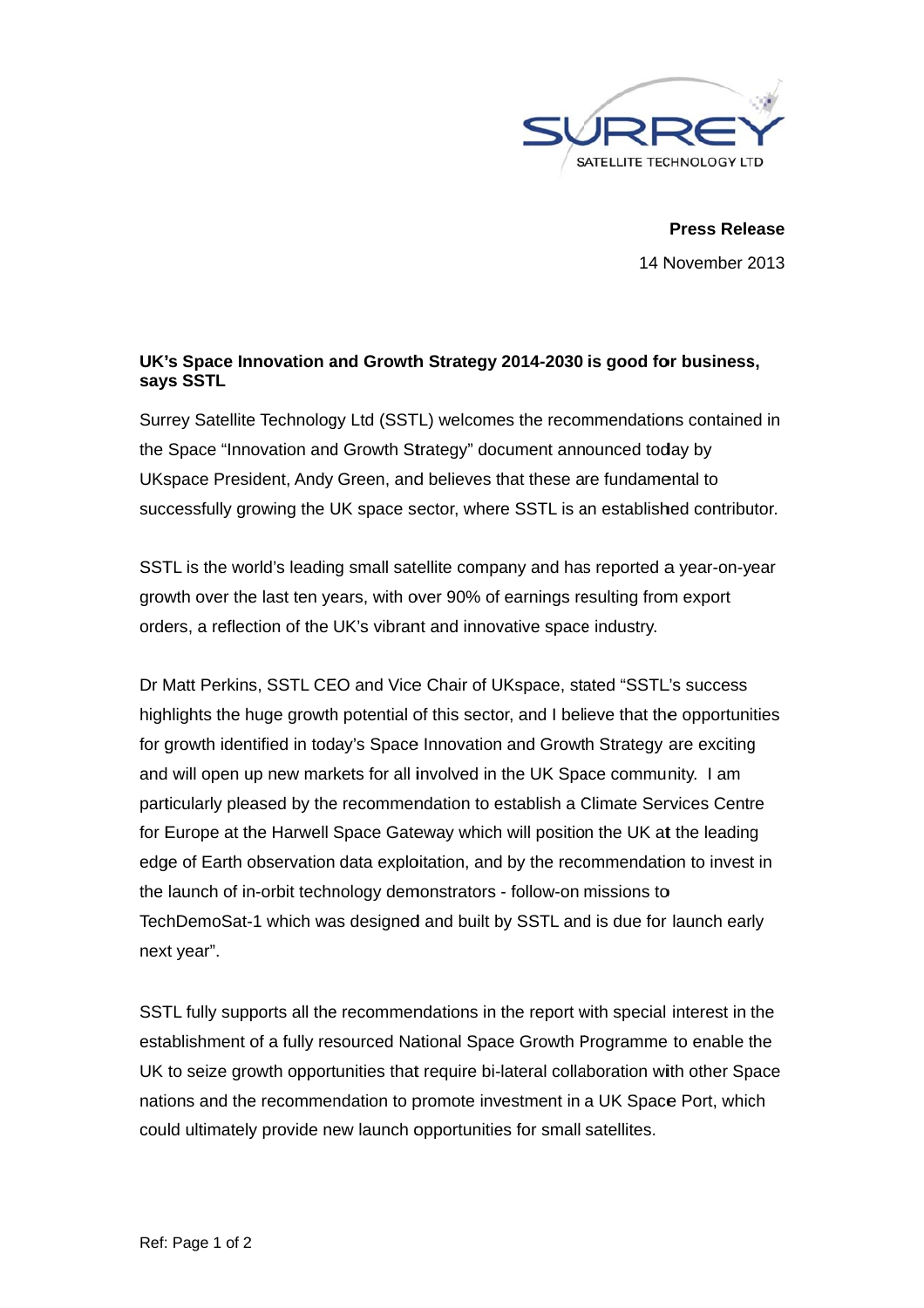**Press Release**

14 November 2013

## UK's Space Innovation and Growth Strategy 2014-2030 is good for business, says SSTL

Surrey Satellite Technology Ltd (SSTL) welcomes the recommendations contained in the Space "Innovation and Growth Strategy" document announced today by UKspace President, Andy Green, and believes that these are fundamental to successfully growing the UK space sector, where SSTL is an established contributor.

SSTL is the world's leading small satellite company and has reported a year-on-year growth over the last ten years, with over 90% of earnings resulting from export orders, a reflection of the UK's vibrant and innovative space industry.

Dr Matt Perkins, SSTL CEO and Vice Chair of UKspace, stated "SSTL's success highlights the huge growth potential of this sector, and I believe that the opportunities for growth identified in today's Space Innovation and Growth Strategy are exciting and will open up new markets for all involved in the UK Space community. I am particularly pleased by the recommendation to establish a Climate Services Centre for Europe at the Harwell Space Gateway which will position the UK at the leading edge of Earth observation data exploitation, and by the recommendation to invest in the launch of in-orbit technology demonstrators - follow-on missions to TechDemoSat-1 which was designed and built by SSTL and is due for launch early next year".

SSTL fully supports all the recommendations in the report with special interest in the establishment of a fully resourced National Space Growth Programme to enable the UK to seize growth opportunities that require bi-lateral collaboration with other Space nations and the recommendation to promote investment in a UK Space Port, which could ultimately provide new launch opportunities for small satellites.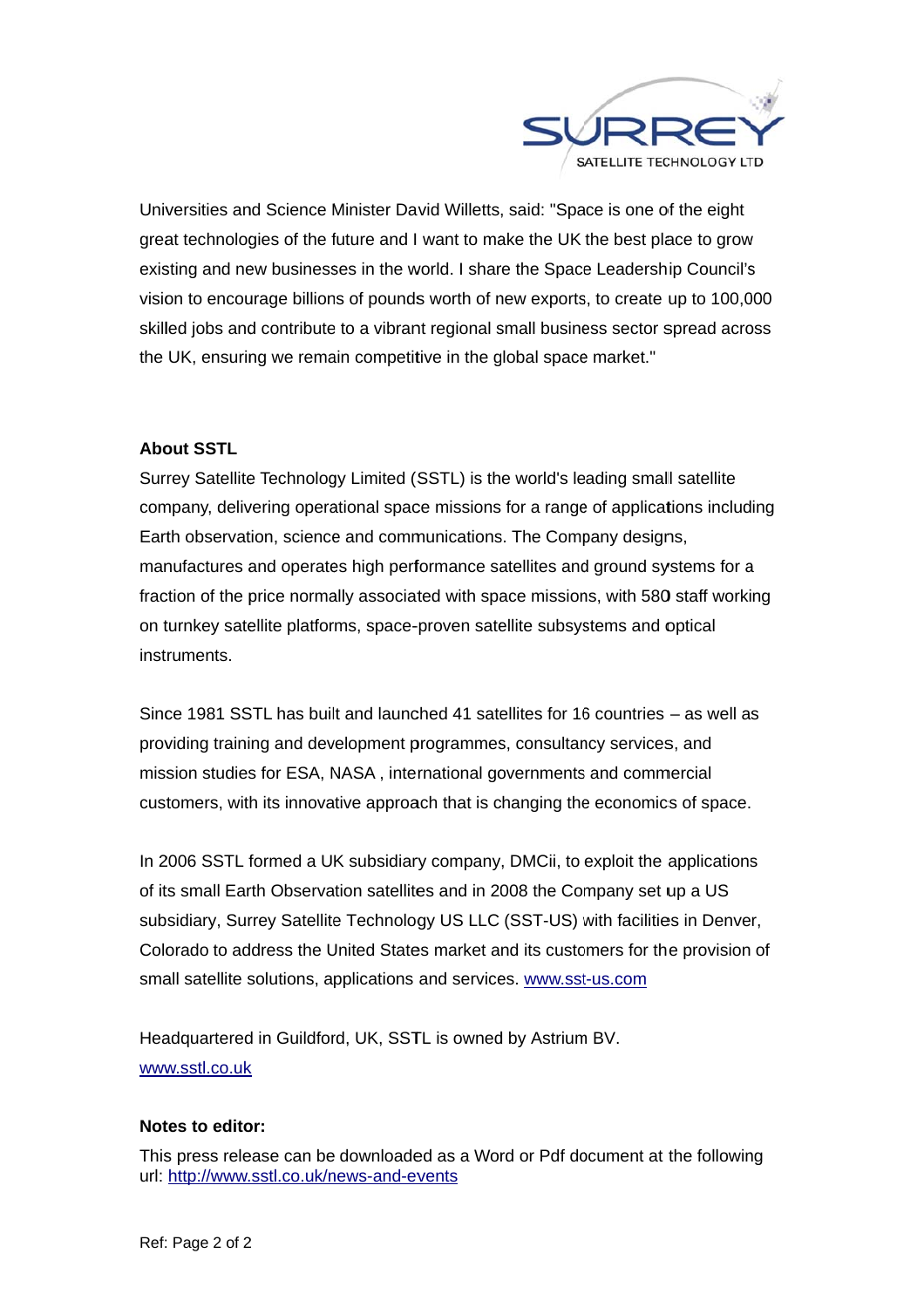Universities and Science Minister David Willetts, said: "Space is one of the eight great technologies of the future and I want to make the UK the best place to grow existing and new businesses in the world. I share the Space Leadership Council's vision to encourage billions of pounds worth of new exports, to create up to 100,000 skilled jobs and contribute to a vibrant regional small business sector spread across the UK, ensuring we remain competitive in the global space market."

**About SSTL**

Surrey Satellite Technology Limited (SSTL) is the world's leading small satellite company, delivering operational space missions for a range of applications including Earth observation, science and communications. The Company designs, manufactures and operates high performance satellites and ground systems for a fraction of the price normally associated with space missions, with 580 staff working on turnkey satellite platforms, space-proven satellite subsystems and optical instruments.

Since 1981 SSTL has built and launched 41 satellites for 16 countries – as well as providing training and development programmes, consultancy services, and mission studies for ESA, NASA , international governments and commercial customers, with its innovative approach that is changing the economics of space.

In 2006 SSTL formed a UK subsidiary company, DMCii, to exploit the applications of its small Earth Observation satellites and in 2008 the Company set up a US subsidiary, Surrey Satellite Technology US LLC (SST-US) with facilities in Denver, Colorado to address the United States market and its customers for the provision of small satellite solutions, applications and services. [www.sst-us.com](http://www.sst-us.com)

Headquartered in Guildford, UK, SSTL is owned by Astrium BV.
[www.sstl.co.uk](http://www.sstl.co.uk)

**Notes to editor:**

This press release can be downloaded as a Word or Pdf document at the following url: [http://www.sstl.co.uk/news-and-events](http://www.sstl.co.uk/news-and-events)

Ref: Page 2 of 2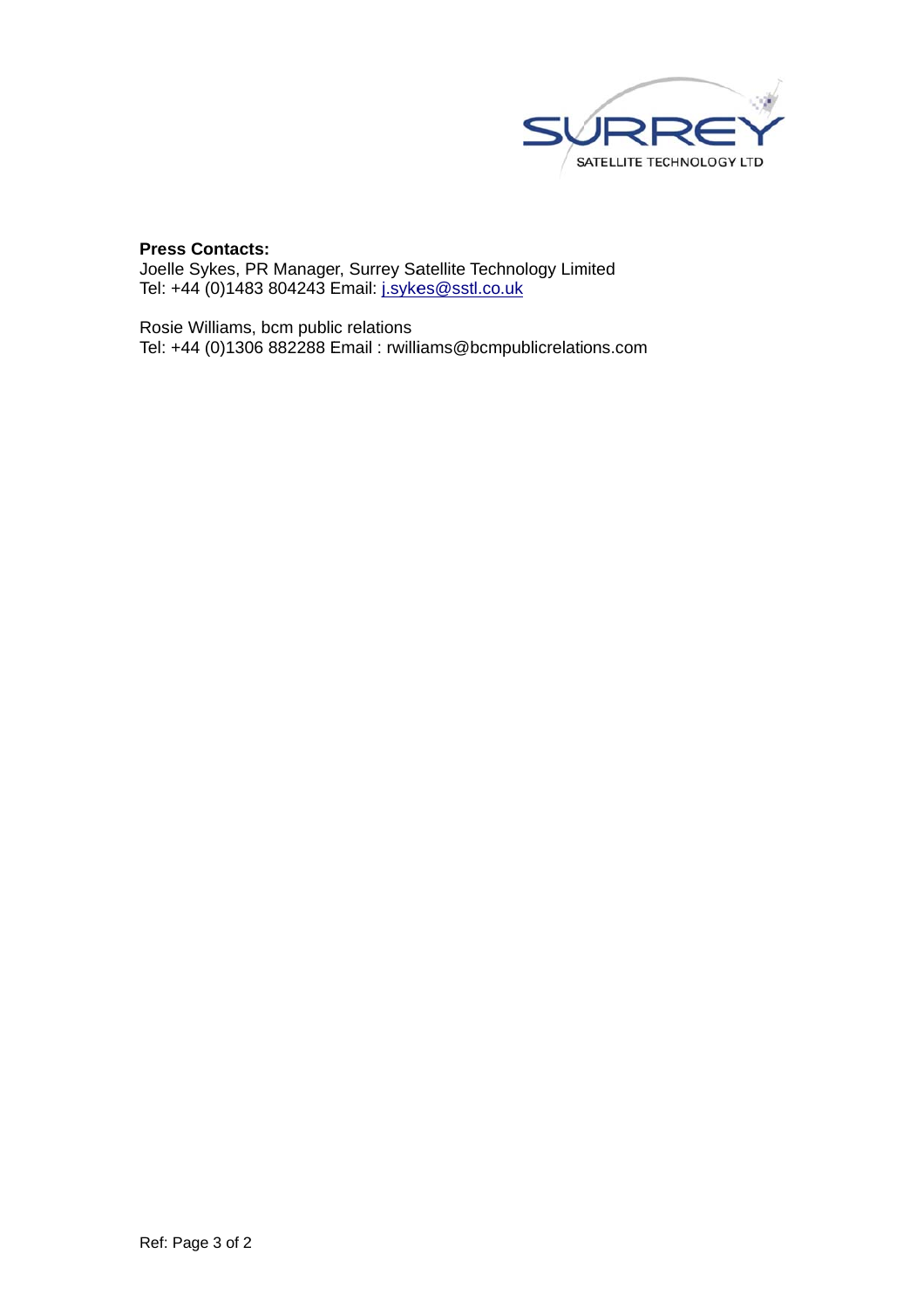**Press Contacts:**
Joelle Sykes, PR Manager, Surrey Satellite Technology Limited
Tel: +44 (0)1483 804243 Email: j.sykes@sstl.co.uk

Rosie Williams, bcm public relations
Tel: +44 (0)1306 882288 Email : rwilliams@bcmpublicrelations.com